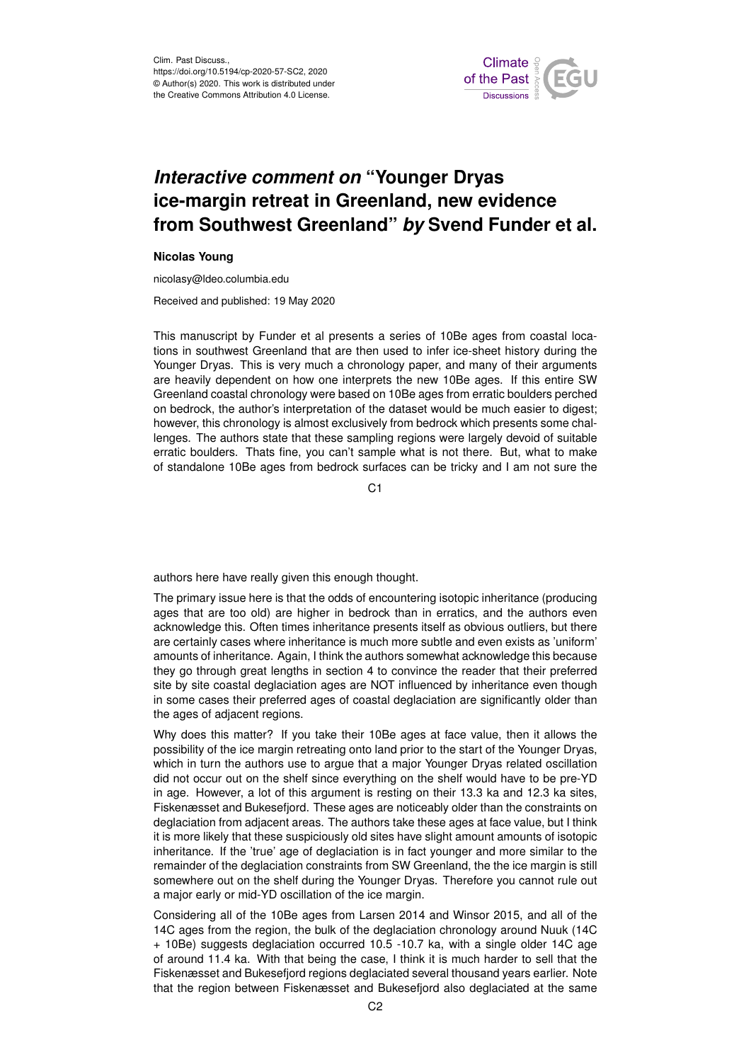Clim. Past Discuss.,
https://doi.org/10.5194/cp-2020-57-SC2, 2020
© Author(s) 2020. This work is distributed under
the Creative Commons Attribution 4.0 License.

# *Interactive comment on* "Younger Dryas ice-margin retreat in Greenland, new evidence from Southwest Greenland" *by* Svend Funder et al.

**Nicolas Young**

nicolasy@ldeo.columbia.edu

Received and published: 19 May 2020

This manuscript by Funder et al presents a series of 10Be ages from coastal locations in southwest Greenland that are then used to infer ice-sheet history during the Younger Dryas. This is very much a chronology paper, and many of their arguments are heavily dependent on how one interprets the new 10Be ages. If this entire SW Greenland coastal chronology were based on 10Be ages from erratic boulders perched on bedrock, the author's interpretation of the dataset would be much easier to digest; however, this chronology is almost exclusively from bedrock which presents some challenges. The authors state that these sampling regions were largely devoid of suitable erratic boulders. Thats fine, you can't sample what is not there. But, what to make of standalone 10Be ages from bedrock surfaces can be tricky and I am not sure the authors here have really given this enough thought.

The primary issue here is that the odds of encountering isotopic inheritance (producing ages that are too old) are higher in bedrock than in erratics, and the authors even acknowledge this. Often times inheritance presents itself as obvious outliers, but there are certainly cases where inheritance is much more subtle and even exists as 'uniform' amounts of inheritance. Again, I think the authors somewhat acknowledge this because they go through great lengths in section 4 to convince the reader that their preferred site by site coastal deglaciation ages are NOT influenced by inheritance even though in some cases their preferred ages of coastal deglaciation are significantly older than the ages of adjacent regions.

Why does this matter? If you take their 10Be ages at face value, then it allows the possibility of the ice margin retreating onto land prior to the start of the Younger Dryas, which in turn the authors use to argue that a major Younger Dryas related oscillation did not occur out on the shelf since everything on the shelf would have to be pre-YD in age. However, a lot of this argument is resting on their 13.3 ka and 12.3 ka sites, Fiskenæsset and Bukesefjord. These ages are noticeably older than the constraints on deglaciation from adjacent areas. The authors take these ages at face value, but I think it is more likely that these suspiciously old sites have slight amount amounts of isotopic inheritance. If the 'true' age of deglaciation is in fact younger and more similar to the remainder of the deglaciation constraints from SW Greenland, the the ice margin is still somewhere out on the shelf during the Younger Dryas. Therefore you cannot rule out a major early or mid-YD oscillation of the ice margin.

Considering all of the 10Be ages from Larsen 2014 and Winsor 2015, and all of the 14C ages from the region, the bulk of the deglaciation chronology around Nuuk (14C + 10Be) suggests deglaciation occurred 10.5 -10.7 ka, with a single older 14C age of around 11.4 ka. With that being the case, I think it is much harder to sell that the Fiskenæsset and Bukesefjord regions deglaciated several thousand years earlier. Note that the region between Fiskenæsset and Bukesefjord also deglaciated at the same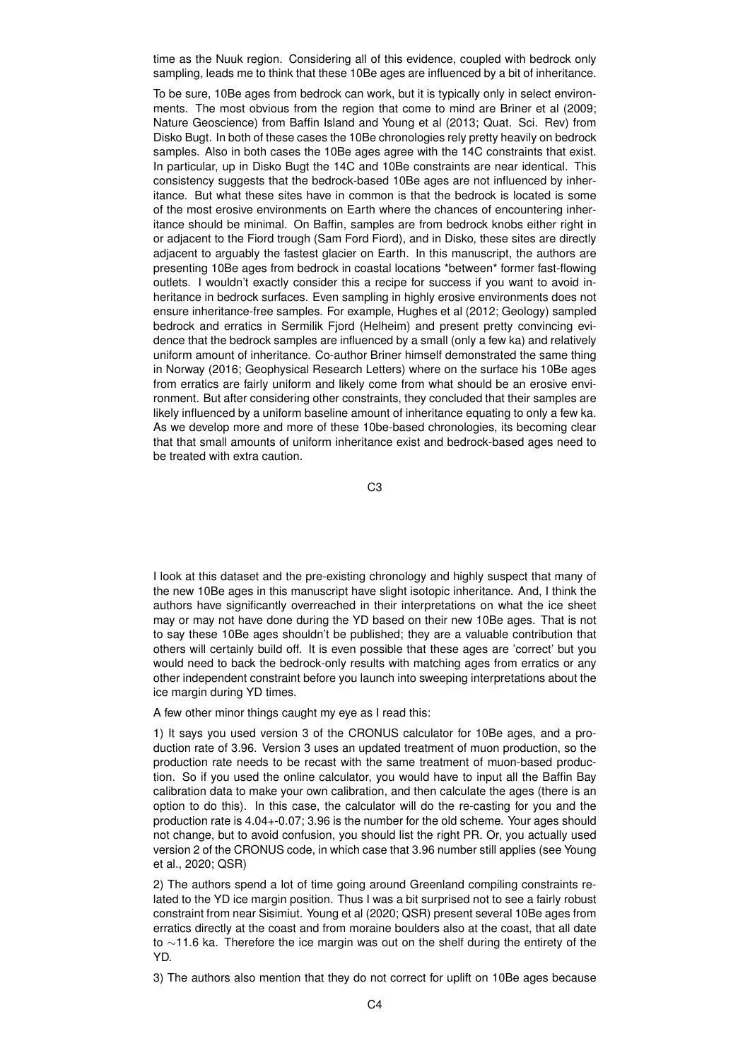time as the Nuuk region. Considering all of this evidence, coupled with bedrock only sampling, leads me to think that these 10Be ages are influenced by a bit of inheritance.

To be sure, 10Be ages from bedrock can work, but it is typically only in select environments. The most obvious from the region that come to mind are Briner et al (2009; Nature Geoscience) from Baffin Island and Young et al (2013; Quat. Sci. Rev) from Disko Bugt. In both of these cases the 10Be chronologies rely pretty heavily on bedrock samples. Also in both cases the 10Be ages agree with the 14C constraints that exist. In particular, up in Disko Bugt the 14C and 10Be constraints are near identical. This consistency suggests that the bedrock-based 10Be ages are not influenced by inheritance. But what these sites have in common is that the bedrock is located is some of the most erosive environments on Earth where the chances of encountering inheritance should be minimal. On Baffin, samples are from bedrock knobs either right in or adjacent to the Fiord trough (Sam Ford Fiord), and in Disko, these sites are directly adjacent to arguably the fastest glacier on Earth. In this manuscript, the authors are presenting 10Be ages from bedrock in coastal locations *between* former fast-flowing outlets. I wouldn't exactly consider this a recipe for success if you want to avoid inheritance in bedrock surfaces. Even sampling in highly erosive environments does not ensure inheritance-free samples. For example, Hughes et al (2012; Geology) sampled bedrock and erratics in Sermilik Fjord (Helheim) and present pretty convincing evidence that the bedrock samples are influenced by a small (only a few ka) and relatively uniform amount of inheritance. Co-author Briner himself demonstrated the same thing in Norway (2016; Geophysical Research Letters) where on the surface his 10Be ages from erratics are fairly uniform and likely come from what should be an erosive environment. But after considering other constraints, they concluded that their samples are likely influenced by a uniform baseline amount of inheritance equating to only a few ka. As we develop more and more of these 10be-based chronologies, its becoming clear that that small amounts of uniform inheritance exist and bedrock-based ages need to be treated with extra caution.

I look at this dataset and the pre-existing chronology and highly suspect that many of the new 10Be ages in this manuscript have slight isotopic inheritance. And, I think the authors have significantly overreached in their interpretations on what the ice sheet may or may not have done during the YD based on their new 10Be ages. That is not to say these 10Be ages shouldn't be published; they are a valuable contribution that others will certainly build off. It is even possible that these ages are 'correct' but you would need to back the bedrock-only results with matching ages from erratics or any other independent constraint before you launch into sweeping interpretations about the ice margin during YD times.

A few other minor things caught my eye as I read this:

1) It says you used version 3 of the CRONUS calculator for 10Be ages, and a production rate of 3.96. Version 3 uses an updated treatment of muon production, so the production rate needs to be recast with the same treatment of muon-based production. So if you used the online calculator, you would have to input all the Baffin Bay calibration data to make your own calibration, and then calculate the ages (there is an option to do this). In this case, the calculator will do the re-casting for you and the production rate is 4.04+-0.07; 3.96 is the number for the old scheme. Your ages should not change, but to avoid confusion, you should list the right PR. Or, you actually used version 2 of the CRONUS code, in which case that 3.96 number still applies (see Young et al., 2020; QSR)

2) The authors spend a lot of time going around Greenland compiling constraints related to the YD ice margin position. Thus I was a bit surprised not to see a fairly robust constraint from near Sisimiut. Young et al (2020; QSR) present several 10Be ages from erratics directly at the coast and from moraine boulders also at the coast, that all date to ~11.6 ka. Therefore the ice margin was out on the shelf during the entirety of the YD.

3) The authors also mention that they do not correct for uplift on 10Be ages because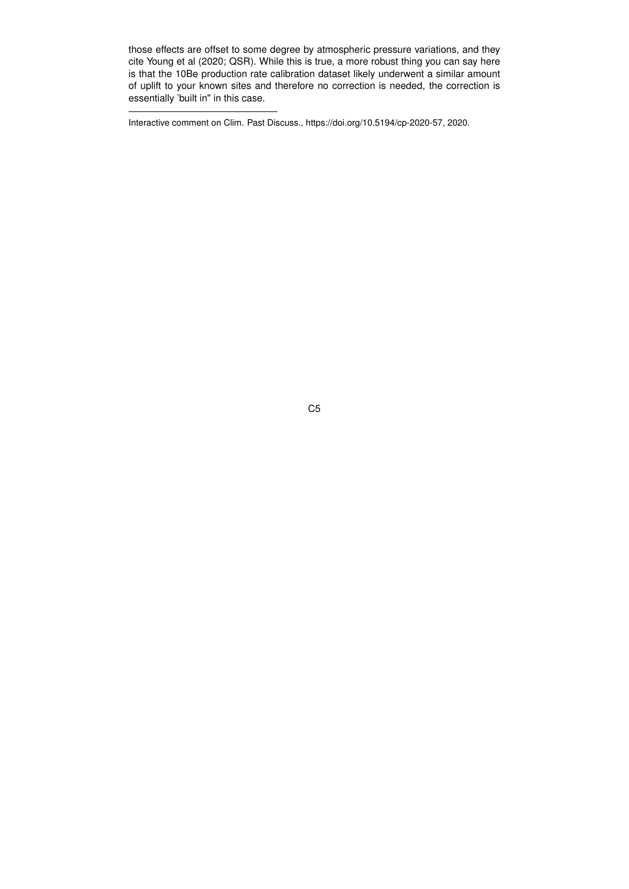those effects are offset to some degree by atmospheric pressure variations, and they cite Young et al (2020; QSR). While this is true, a more robust thing you can say here is that the 10Be production rate calibration dataset likely underwent a similar amount of uplift to your known sites and therefore no correction is needed, the correction is essentially 'built in" in this case.

---

Interactive comment on Clim. Past Discuss., https://doi.org/10.5194/cp-2020-57, 2020.